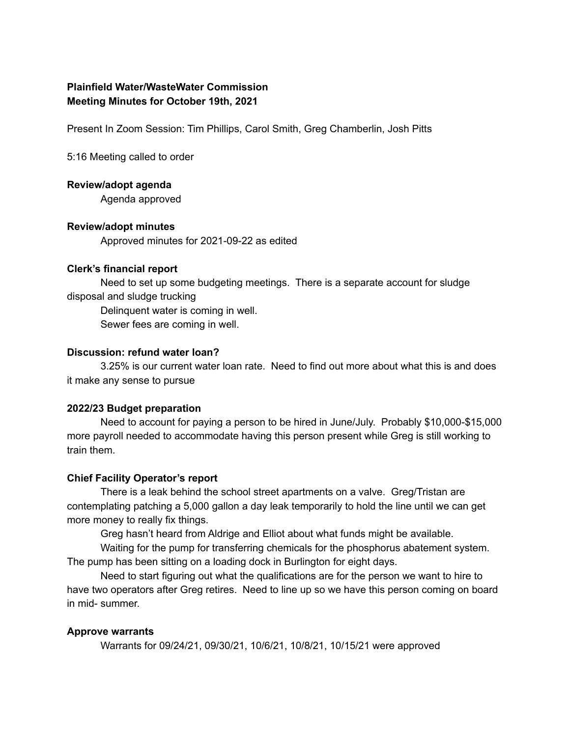**Plainfield Water/WasteWater Commission**
**Meeting Minutes for October 19th, 2021**

Present In Zoom Session: Tim Phillips, Carol Smith, Greg Chamberlin, Josh Pitts

5:16 Meeting called to order

**Review/adopt agenda**

Agenda approved

**Review/adopt minutes**

Approved minutes for 2021-09-22 as edited

**Clerk's financial report**

Need to set up some budgeting meetings. There is a separate account for sludge disposal and sludge trucking

Delinquent water is coming in well.

Sewer fees are coming in well.

**Discussion: refund water loan?**

3.25% is our current water loan rate. Need to find out more about what this is and does it make any sense to pursue

**2022/23 Budget preparation**

Need to account for paying a person to be hired in June/July. Probably $10,000-$15,000 more payroll needed to accommodate having this person present while Greg is still working to train them.

**Chief Facility Operator's report**

There is a leak behind the school street apartments on a valve. Greg/Tristan are contemplating patching a 5,000 gallon a day leak temporarily to hold the line until we can get more money to really fix things.

Greg hasn't heard from Aldrige and Elliot about what funds might be available.

Waiting for the pump for transferring chemicals for the phosphorus abatement system. The pump has been sitting on a loading dock in Burlington for eight days.

Need to start figuring out what the qualifications are for the person we want to hire to have two operators after Greg retires. Need to line up so we have this person coming on board in mid- summer.

**Approve warrants**

Warrants for 09/24/21, 09/30/21, 10/6/21, 10/8/21, 10/15/21 were approved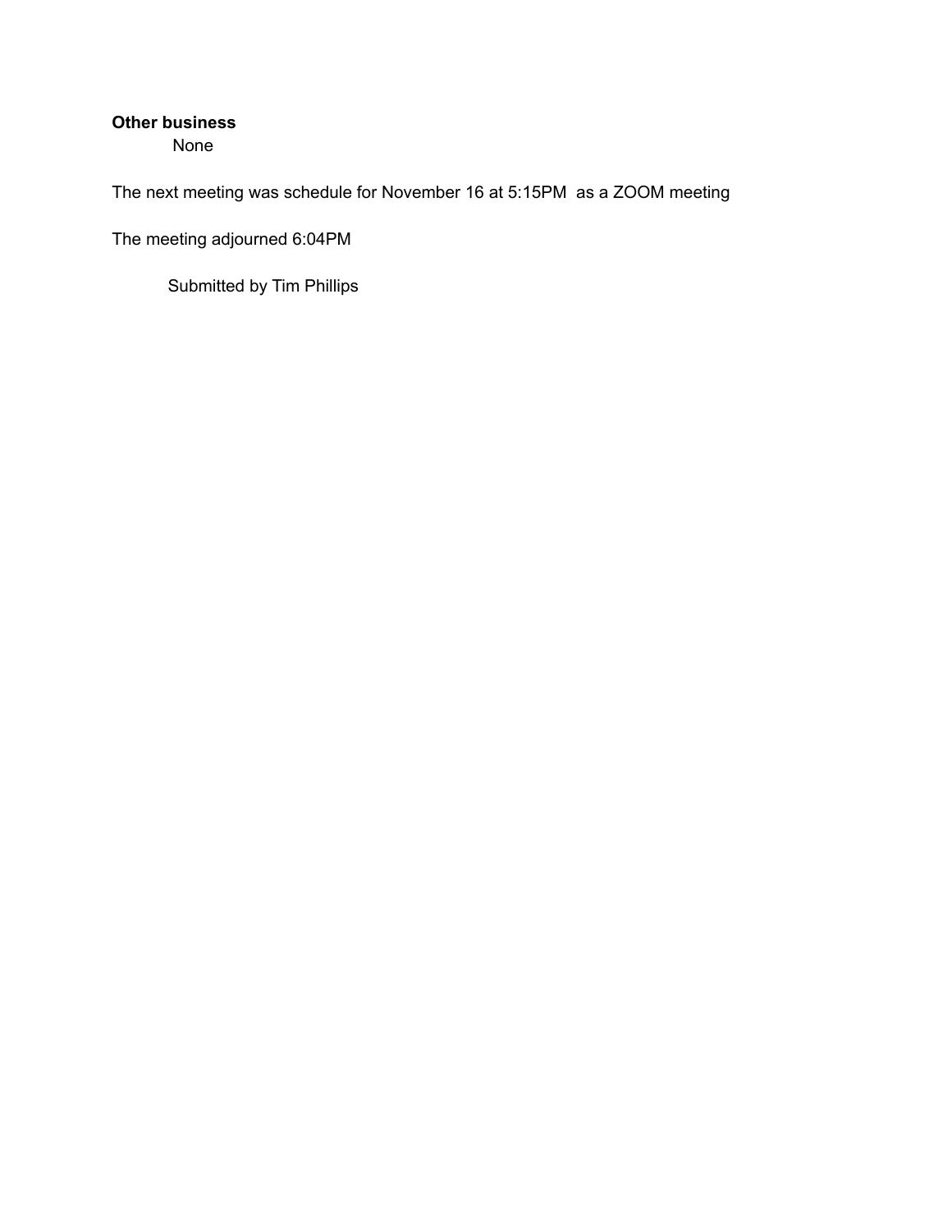**Other business**

None

The next meeting was schedule for November 16 at 5:15PM as a ZOOM meeting

The meeting adjourned 6:04PM

Submitted by Tim Phillips